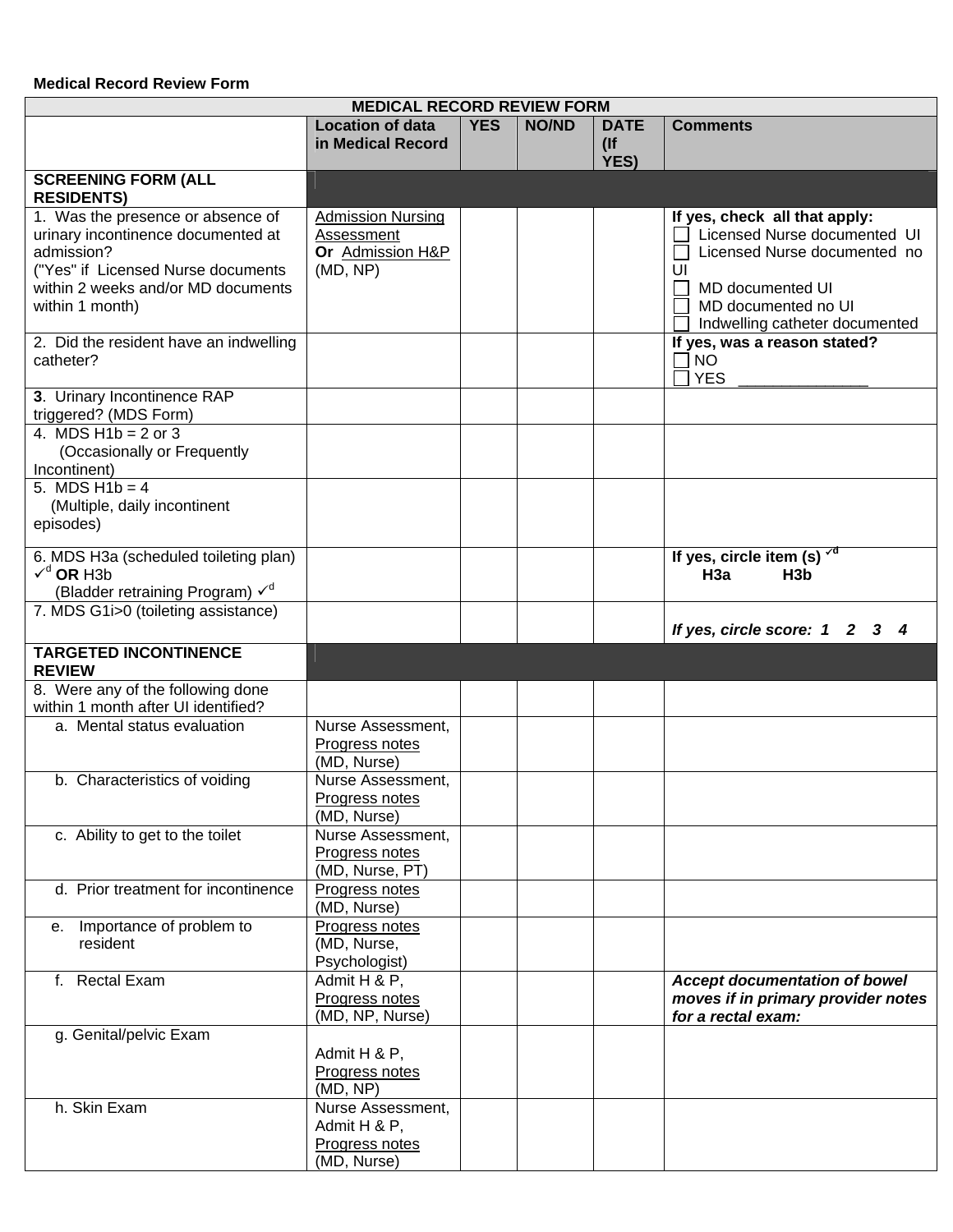**Medical Record Review Form**

| MEDICAL RECORD REVIEW FORM | | | | | |
|---|---|---|---|---|---|
| | Location of data in Medical Record | YES | NO/ND | DATE (If YES) | Comments |
| **SCREENING FORM (ALL RESIDENTS)** | | | | | |
| 1. Was the presence or absence of urinary incontinence documented at admission? ("Yes" if Licensed Nurse documents within 2 weeks and/or MD documents within 1 month) | Admission Nursing Assessment **Or** Admission H&P (MD, NP) | | | | **If yes, check all that apply:** ☐ Licensed Nurse documented UI ☐ Licensed Nurse documented no UI ☐ MD documented UI ☐ MD documented no UI ☐ Indwelling catheter documented |
| 2. Did the resident have an indwelling catheter? | | | | | **If yes, was a reason stated?** ☐ NO ☐ YES _______________ |
| **3**. Urinary Incontinence RAP triggered? (MDS Form) | | | | | |
| 4. MDS H1b = 2 or 3 (Occasionally or Frequently Incontinent) | | | | | |
| 5. MDS H1b = 4 (Multiple, daily incontinent episodes) | | | | | |
| 6. MDS H3a (scheduled toileting plan) ✓[d] **OR** H3b (Bladder retraining Program) ✓[d] | | | | | **If yes, circle item (s) ✓[d]** **H3a H3b** |
| 7. MDS G1i>0 (toileting assistance) | | | | | ***If yes, circle score: 1 2 3 4*** |
| **TARGETED INCONTINENCE REVIEW** | | | | | |
| 8. Were any of the following done within 1 month after UI identified? | | | | | |
| a. Mental status evaluation | Nurse Assessment, Progress notes (MD, Nurse) | | | | |
| b. Characteristics of voiding | Nurse Assessment, Progress notes (MD, Nurse) | | | | |
| c. Ability to get to the toilet | Nurse Assessment, Progress notes (MD, Nurse, PT) | | | | |
| d. Prior treatment for incontinence | Progress notes (MD, Nurse) | | | | |
| e. Importance of problem to resident | Progress notes (MD, Nurse, Psychologist) | | | | |
| f. Rectal Exam | Admit H & P, Progress notes (MD, NP, Nurse) | | | | ***Accept documentation of bowel moves if in primary provider notes for a rectal exam:*** |
| g. Genital/pelvic Exam | Admit H & P, Progress notes (MD, NP) | | | | |
| h. Skin Exam | Nurse Assessment, Admit H & P, Progress notes (MD, Nurse) | | | | |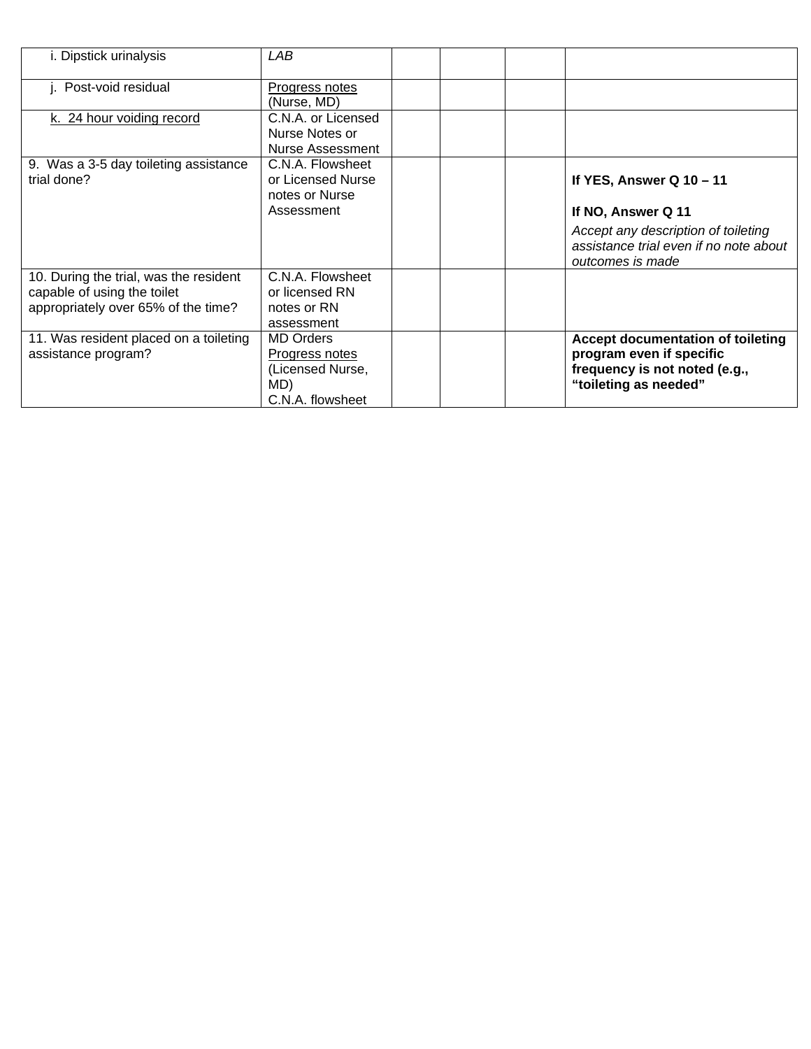| | | | | | |
|---|---|---|---|---|---|
| i. Dipstick urinalysis | *LAB* | | | | |
| j. Post-void residual | Progress notes (Nurse, MD) | | | | |
| k. 24 hour voiding record | C.N.A. or Licensed Nurse Notes or Nurse Assessment | | | | |
| 9. Was a 3-5 day toileting assistance trial done? | C.N.A. Flowsheet or Licensed Nurse notes or Nurse Assessment | | | | **If YES, Answer Q 10 – 11**<br><br>**If NO, Answer Q 11**<br>*Accept any description of toileting assistance trial even if no note about outcomes is made* |
| 10. During the trial, was the resident capable of using the toilet appropriately over 65% of the time? | C.N.A. Flowsheet or licensed RN notes or RN assessment | | | | |
| 11. Was resident placed on a toileting assistance program? | MD Orders<br>Progress notes (Licensed Nurse, MD)<br>C.N.A. flowsheet | | | | **Accept documentation of toileting program even if specific frequency is not noted (e.g., "toileting as needed"** |